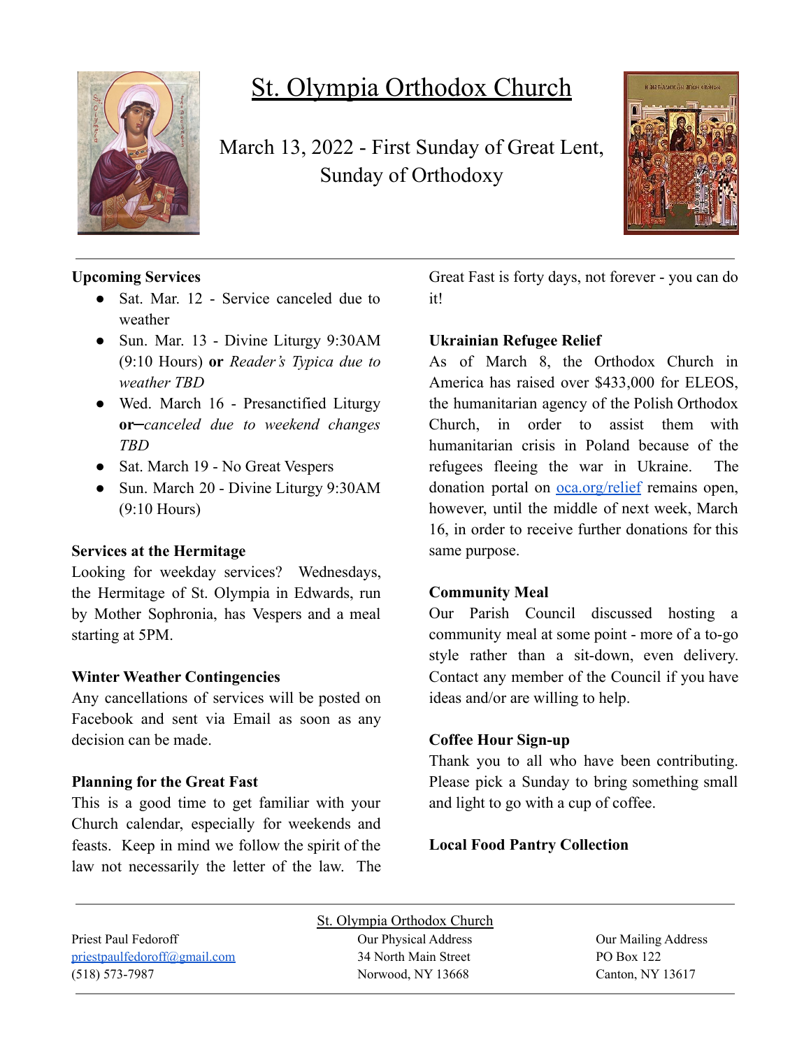# St. Olympia Orthodox Church

March 13, 2022 - First Sunday of Great Lent, Sunday of Orthodoxy

**Upcoming Services**

- Sat. Mar. 12 - Service canceled due to weather
- Sun. Mar. 13 - Divine Liturgy 9:30AM (9:10 Hours) **or** *Reader's Typica due to weather TBD*
- Wed. March 16 - Presanctified Liturgy **or**–*canceled due to weekend changes TBD*
- Sat. March 19 - No Great Vespers
- Sun. March 20 - Divine Liturgy 9:30AM (9:10 Hours)

**Services at the Hermitage**

Looking for weekday services? Wednesdays, the Hermitage of St. Olympia in Edwards, run by Mother Sophronia, has Vespers and a meal starting at 5PM.

**Winter Weather Contingencies**

Any cancellations of services will be posted on Facebook and sent via Email as soon as any decision can be made.

**Planning for the Great Fast**

This is a good time to get familiar with your Church calendar, especially for weekends and feasts. Keep in mind we follow the spirit of the law not necessarily the letter of the law. The Great Fast is forty days, not forever - you can do it!

**Ukrainian Refugee Relief**

As of March 8, the Orthodox Church in America has raised over $433,000 for ELEOS, the humanitarian agency of the Polish Orthodox Church, in order to assist them with humanitarian crisis in Poland because of the refugees fleeing the war in Ukraine. The donation portal on [oca.org/relief](oca.org/relief) remains open, however, until the middle of next week, March 16, in order to receive further donations for this same purpose.

**Community Meal**

Our Parish Council discussed hosting a community meal at some point - more of a to-go style rather than a sit-down, even delivery. Contact any member of the Council if you have ideas and/or are willing to help.

**Coffee Hour Sign-up**

Thank you to all who have been contributing. Please pick a Sunday to bring something small and light to go with a cup of coffee.

**Local Food Pantry Collection**

St. Olympia Orthodox Church

Priest Paul Fedoroff
priestpaulfedoroff@gmail.com
(518) 573-7987

Our Physical Address
34 North Main Street
Norwood, NY 13668

Our Mailing Address
PO Box 122
Canton, NY 13617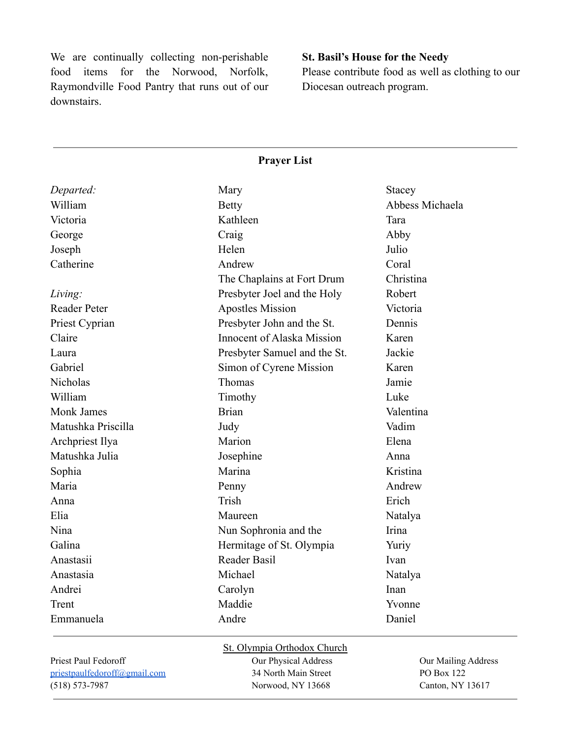We are continually collecting non-perishable food items for the Norwood, Norfolk, Raymondville Food Pantry that runs out of our downstairs.

**St. Basil's House for the Needy**
Please contribute food as well as clothing to our Diocesan outreach program.

---

## Prayer List

*Departed:*
William
Victoria
George
Joseph
Catherine

*Living:*
Reader Peter
Priest Cyprian
Claire
Laura
Gabriel
Nicholas
William
Monk James
Matushka Priscilla
Archpriest Ilya
Matushka Julia
Sophia
Maria
Anna
Elia
Nina
Galina
Anastasii
Anastasia
Andrei
Trent
Emmanuela
Mary
Betty
Kathleen
Craig
Helen
Andrew
The Chaplains at Fort Drum
Presbyter Joel and the Holy Apostles Mission
Presbyter John and the St. Innocent of Alaska Mission
Presbyter Samuel and the St. Simon of Cyrene Mission
Thomas
Timothy
Brian
Judy
Marion
Josephine
Marina
Penny
Trish
Maureen
Nun Sophronia and the Hermitage of St. Olympia
Reader Basil
Michael
Carolyn
Maddie
Andre
Stacey
Abbess Michaela
Tara
Abby
Julio
Coral
Christina
Robert
Victoria
Dennis
Karen
Jackie
Karen
Jamie
Luke
Valentina
Vadim
Elena
Anna
Kristina
Andrew
Erich
Natalya
Irina
Yuriy
Ivan
Natalya
Inan
Yvonne
Daniel

---

St. Olympia Orthodox Church

Priest Paul Fedoroff
priestpaulfedoroff@gmail.com
(518) 573-7987

Our Physical Address
34 North Main Street
Norwood, NY 13668

Our Mailing Address
PO Box 122
Canton, NY 13617